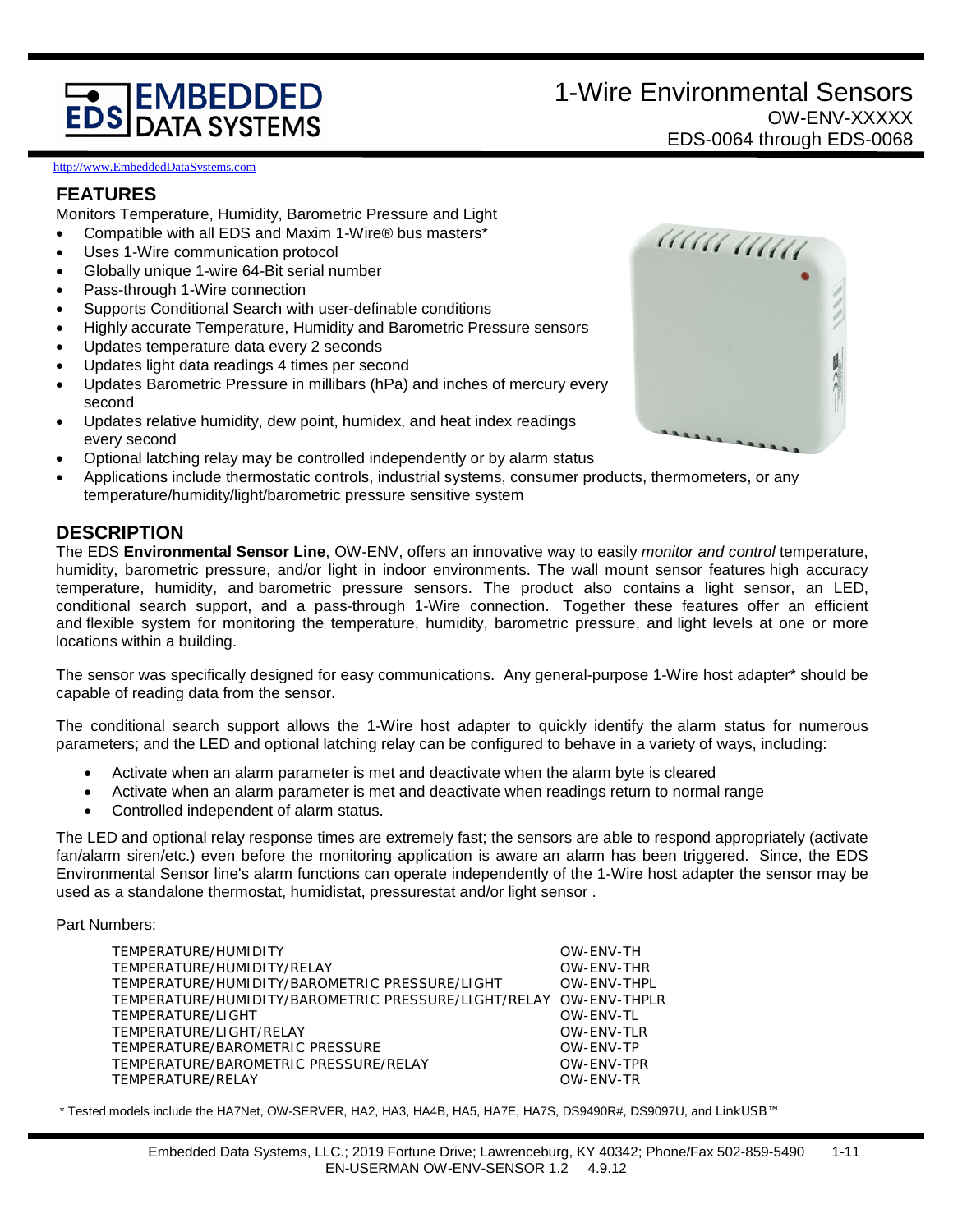# 1-Wire Environmental Sensors

OW-ENV-XXXXX

EDS-0064 through EDS-0068

http://www.EmbeddedDataSystems.com

## FEATURES

Monitors Temperature, Humidity, Barometric Pressure and Light

- Compatible with all EDS and Maxim 1-Wire® bus masters*
- Uses 1-Wire communication protocol
- Globally unique 1-wire 64-Bit serial number
- Pass-through 1-Wire connection
- Supports Conditional Search with user-definable conditions
- Highly accurate Temperature, Humidity and Barometric Pressure sensors
- Updates temperature data every 2 seconds
- Updates light data readings 4 times per second
- Updates Barometric Pressure in millibars (hPa) and inches of mercury every second
- Updates relative humidity, dew point, humidex, and heat index readings every second
- Optional latching relay may be controlled independently or by alarm status
- Applications include thermostatic controls, industrial systems, consumer products, thermometers, or any temperature/humidity/light/barometric pressure sensitive system

## DESCRIPTION

The EDS **Environmental Sensor Line**, OW-ENV, offers an innovative way to easily *monitor and control* temperature, humidity, barometric pressure, and/or light in indoor environments. The wall mount sensor features high accuracy temperature, humidity, and barometric pressure sensors. The product also contains a light sensor, an LED, conditional search support, and a pass-through 1-Wire connection. Together these features offer an efficient and flexible system for monitoring the temperature, humidity, barometric pressure, and light levels at one or more locations within a building.

The sensor was specifically designed for easy communications. Any general-purpose 1-Wire host adapter* should be capable of reading data from the sensor.

The conditional search support allows the 1-Wire host adapter to quickly identify the alarm status for numerous parameters; and the LED and optional latching relay can be configured to behave in a variety of ways, including:

- Activate when an alarm parameter is met and deactivate when the alarm byte is cleared
- Activate when an alarm parameter is met and deactivate when readings return to normal range
- Controlled independent of alarm status.

The LED and optional relay response times are extremely fast; the sensors are able to respond appropriately (activate fan/alarm siren/etc.) even before the monitoring application is aware an alarm has been triggered. Since, the EDS Environmental Sensor line's alarm functions can operate independently of the 1-Wire host adapter the sensor may be used as a standalone thermostat, humidistat, pressurestat and/or light sensor .

Part Numbers:

| | |
|---|---|
| TEMPERATURE/HUMIDITY | OW-ENV-TH |
| TEMPERATURE/HUMIDITY/RELAY | OW-ENV-THR |
| TEMPERATURE/HUMIDITY/BAROMETRIC PRESSURE/LIGHT | OW-ENV-THPL |
| TEMPERATURE/HUMIDITY/BAROMETRIC PRESSURE/LIGHT/RELAY | OW-ENV-THPLR |
| TEMPERATURE/LIGHT | OW-ENV-TL |
| TEMPERATURE/LIGHT/RELAY | OW-ENV-TLR |
| TEMPERATURE/BAROMETRIC PRESSURE | OW-ENV-TP |
| TEMPERATURE/BAROMETRIC PRESSURE/RELAY | OW-ENV-TPR |
| TEMPERATURE/RELAY | OW-ENV-TR |

\* Tested models include the HA7Net, OW-SERVER, HA2, HA3, HA4B, HA5, HA7E, HA7S, DS9490R#, DS9097U, and LinkUSB™

Embedded Data Systems, LLC.; 2019 Fortune Drive; Lawrenceburg, KY 40342; Phone/Fax 502-859-5490

EN-USERMAN OW-ENV-SENSOR 1.2 4.9.12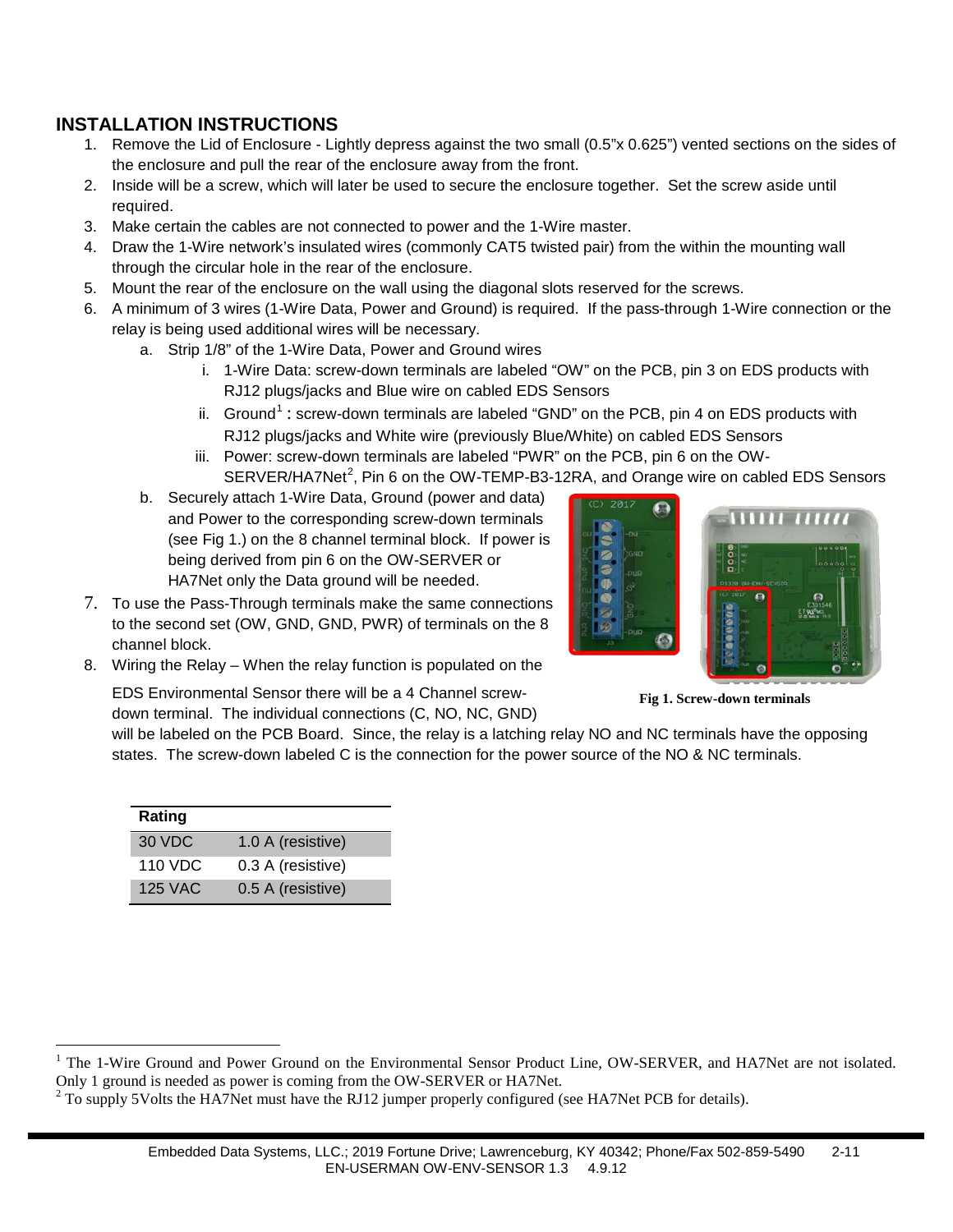## INSTALLATION INSTRUCTIONS

1. Remove the Lid of Enclosure - Lightly depress against the two small (0.5"x 0.625") vented sections on the sides of the enclosure and pull the rear of the enclosure away from the front.
2. Inside will be a screw, which will later be used to secure the enclosure together. Set the screw aside until required.
3. Make certain the cables are not connected to power and the 1-Wire master.
4. Draw the 1-Wire network's insulated wires (commonly CAT5 twisted pair) from the within the mounting wall through the circular hole in the rear of the enclosure.
5. Mount the rear of the enclosure on the wall using the diagonal slots reserved for the screws.
6. A minimum of 3 wires (1-Wire Data, Power and Ground) is required. If the pass-through 1-Wire connection or the relay is being used additional wires will be necessary.
   a. Strip 1/8" of the 1-Wire Data, Power and Ground wires
      i. 1-Wire Data: screw-down terminals are labeled "OW" on the PCB, pin 3 on EDS products with RJ12 plugs/jacks and Blue wire on cabled EDS Sensors
      ii. Ground[1] : screw-down terminals are labeled "GND" on the PCB, pin 4 on EDS products with RJ12 plugs/jacks and White wire (previously Blue/White) on cabled EDS Sensors
      iii. Power: screw-down terminals are labeled "PWR" on the PCB, pin 6 on the OW-SERVER/HA7Net[2], Pin 6 on the OW-TEMP-B3-12RA, and Orange wire on cabled EDS Sensors
   b. Securely attach 1-Wire Data, Ground (power and data) and Power to the corresponding screw-down terminals (see Fig 1.) on the 8 channel terminal block. If power is being derived from pin 6 on the OW-SERVER or HA7Net only the Data ground will be needed.
7. To use the Pass-Through terminals make the same connections to the second set (OW, GND, GND, PWR) of terminals on the 8 channel block.
8. Wiring the Relay – When the relay function is populated on the EDS Environmental Sensor there will be a 4 Channel screw-down terminal. The individual connections (C, NO, NC, GND) will be labeled on the PCB Board. Since, the relay is a latching relay NO and NC terminals have the opposing states. The screw-down labeled C is the connection for the power source of the NO & NC terminals.

**Fig 1. Screw-down terminals**

| Rating | |
|---|---|
| 30 VDC | 1.0 A (resistive) |
| 110 VDC | 0.3 A (resistive) |
| 125 VAC | 0.5 A (resistive) |

[1] The 1-Wire Ground and Power Ground on the Environmental Sensor Product Line, OW-SERVER, and HA7Net are not isolated. Only 1 ground is needed as power is coming from the OW-SERVER or HA7Net.

[2] To supply 5Volts the HA7Net must have the RJ12 jumper properly configured (see HA7Net PCB for details).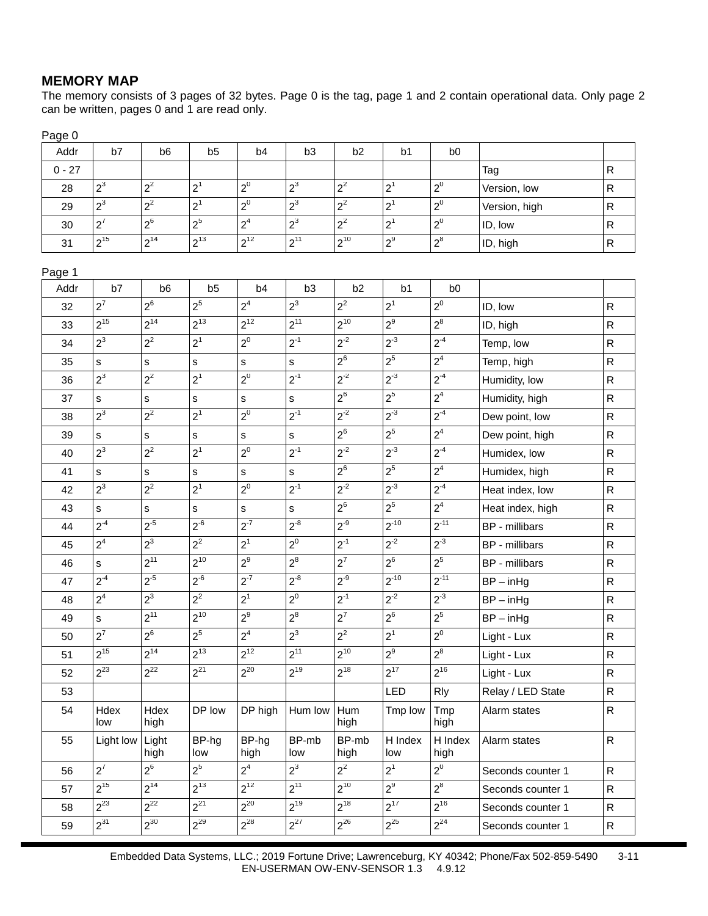## MEMORY MAP

The memory consists of 3 pages of 32 bytes. Page 0 is the tag, page 1 and 2 contain operational data. Only page 2 can be written, pages 0 and 1 are read only.

Page 0

| Addr | b7 | b6 | b5 | b4 | b3 | b2 | b1 | b0 | | |
|---|---|---|---|---|---|---|---|---|---|---|
| 0 - 27 | | | | | | | | | Tag | R |
| 28 | $2^3$ | $2^2$ | $2^1$ | $2^0$ | $2^3$ | $2^2$ | $2^1$ | $2^0$ | Version, low | R |
| 29 | $2^3$ | $2^2$ | $2^1$ | $2^0$ | $2^3$ | $2^2$ | $2^1$ | $2^0$ | Version, high | R |
| 30 | $2^7$ | $2^6$ | $2^5$ | $2^4$ | $2^3$ | $2^2$ | $2^1$ | $2^0$ | ID, low | R |
| 31 | $2^{15}$ | $2^{14}$ | $2^{13}$ | $2^{12}$ | $2^{11}$ | $2^{10}$ | $2^9$ | $2^8$ | ID, high | R |

Page 1

| Addr | b7 | b6 | b5 | b4 | b3 | b2 | b1 | b0 | | |
|---|---|---|---|---|---|---|---|---|---|---|
| 32 | $2^7$ | $2^6$ | $2^5$ | $2^4$ | $2^3$ | $2^2$ | $2^1$ | $2^0$ | ID, low | R |
| 33 | $2^{15}$ | $2^{14}$ | $2^{13}$ | $2^{12}$ | $2^{11}$ | $2^{10}$ | $2^9$ | $2^8$ | ID, high | R |
| 34 | $2^3$ | $2^2$ | $2^1$ | $2^0$ | $2^{-1}$ | $2^{-2}$ | $2^{-3}$ | $2^{-4}$ | Temp, low | R |
| 35 | s | s | s | s | s | $2^6$ | $2^5$ | $2^4$ | Temp, high | R |
| 36 | $2^3$ | $2^2$ | $2^1$ | $2^0$ | $2^{-1}$ | $2^{-2}$ | $2^{-3}$ | $2^{-4}$ | Humidity, low | R |
| 37 | s | s | s | s | s | $2^6$ | $2^5$ | $2^4$ | Humidity, high | R |
| 38 | $2^3$ | $2^2$ | $2^1$ | $2^0$ | $2^{-1}$ | $2^{-2}$ | $2^{-3}$ | $2^{-4}$ | Dew point, low | R |
| 39 | s | s | s | s | s | $2^6$ | $2^5$ | $2^4$ | Dew point, high | R |
| 40 | $2^3$ | $2^2$ | $2^1$ | $2^0$ | $2^{-1}$ | $2^{-2}$ | $2^{-3}$ | $2^{-4}$ | Humidex, low | R |
| 41 | s | s | s | s | s | $2^6$ | $2^5$ | $2^4$ | Humidex, high | R |
| 42 | $2^3$ | $2^2$ | $2^1$ | $2^0$ | $2^{-1}$ | $2^{-2}$ | $2^{-3}$ | $2^{-4}$ | Heat index, low | R |
| 43 | s | s | s | s | s | $2^6$ | $2^5$ | $2^4$ | Heat index, high | R |
| 44 | $2^{-4}$ | $2^{-5}$ | $2^{-6}$ | $2^{-7}$ | $2^{-8}$ | $2^{-9}$ | $2^{-10}$ | $2^{-11}$ | BP - millibars | R |
| 45 | $2^4$ | $2^3$ | $2^2$ | $2^1$ | $2^0$ | $2^{-1}$ | $2^{-2}$ | $2^{-3}$ | BP - millibars | R |
| 46 | s | $2^{11}$ | $2^{10}$ | $2^9$ | $2^8$ | $2^7$ | $2^6$ | $2^5$ | BP - millibars | R |
| 47 | $2^{-4}$ | $2^{-5}$ | $2^{-6}$ | $2^{-7}$ | $2^{-8}$ | $2^{-9}$ | $2^{-10}$ | $2^{-11}$ | BP – inHg | R |
| 48 | $2^4$ | $2^3$ | $2^2$ | $2^1$ | $2^0$ | $2^{-1}$ | $2^{-2}$ | $2^{-3}$ | BP – inHg | R |
| 49 | s | $2^{11}$ | $2^{10}$ | $2^9$ | $2^8$ | $2^7$ | $2^6$ | $2^5$ | BP – inHg | R |
| 50 | $2^7$ | $2^6$ | $2^5$ | $2^4$ | $2^3$ | $2^2$ | $2^1$ | $2^0$ | Light - Lux | R |
| 51 | $2^{15}$ | $2^{14}$ | $2^{13}$ | $2^{12}$ | $2^{11}$ | $2^{10}$ | $2^9$ | $2^8$ | Light - Lux | R |
| 52 | $2^{23}$ | $2^{22}$ | $2^{21}$ | $2^{20}$ | $2^{19}$ | $2^{18}$ | $2^{17}$ | $2^{16}$ | Light - Lux | R |
| 53 | | | | | | | LED | Rly | Relay / LED State | R |
| 54 | Hdex low | Hdex high | DP low | DP high | Hum low | Hum high | Tmp low | Tmp high | Alarm states | R |
| 55 | Light low | Light high | BP-hg low | BP-hg high | BP-mb low | BP-mb high | H Index low | H Index high | Alarm states | R |
| 56 | $2^7$ | $2^6$ | $2^5$ | $2^4$ | $2^3$ | $2^2$ | $2^1$ | $2^0$ | Seconds counter 1 | R |
| 57 | $2^{15}$ | $2^{14}$ | $2^{13}$ | $2^{12}$ | $2^{11}$ | $2^{10}$ | $2^9$ | $2^8$ | Seconds counter 1 | R |
| 58 | $2^{23}$ | $2^{22}$ | $2^{21}$ | $2^{20}$ | $2^{19}$ | $2^{18}$ | $2^{17}$ | $2^{16}$ | Seconds counter 1 | R |
| 59 | $2^{31}$ | $2^{30}$ | $2^{29}$ | $2^{28}$ | $2^{27}$ | $2^{26}$ | $2^{25}$ | $2^{24}$ | Seconds counter 1 | R |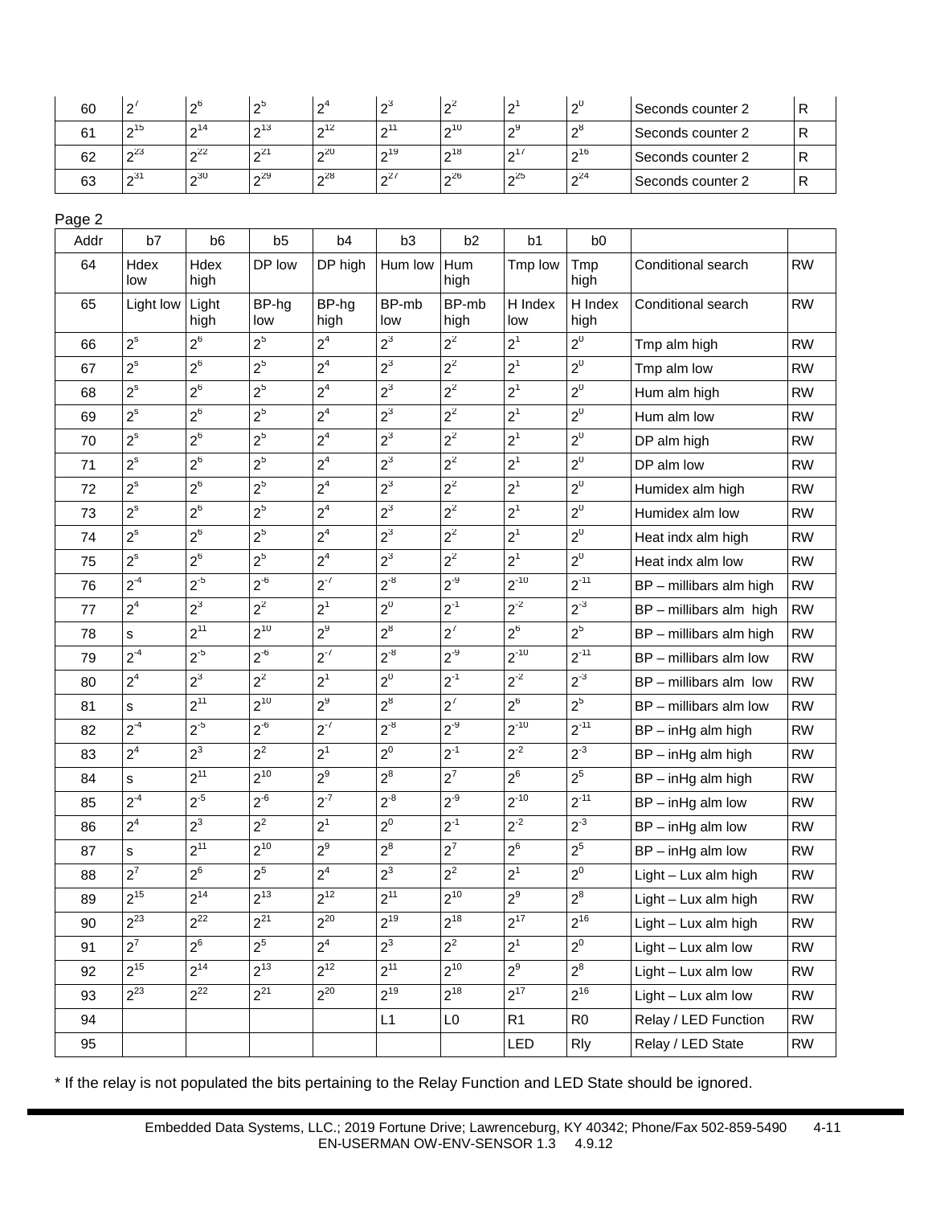| 60 | $2^7$ | $2^6$ | $2^5$ | $2^4$ | $2^3$ | $2^2$ | $2^1$ | $2^0$ | Seconds counter 2 | R |
|---|---|---|---|---|---|---|---|---|---|---|
| 61 | $2^{15}$ | $2^{14}$ | $2^{13}$ | $2^{12}$ | $2^{11}$ | $2^{10}$ | $2^9$ | $2^8$ | Seconds counter 2 | R |
| 62 | $2^{23}$ | $2^{22}$ | $2^{21}$ | $2^{20}$ | $2^{19}$ | $2^{18}$ | $2^{17}$ | $2^{16}$ | Seconds counter 2 | R |
| 63 | $2^{31}$ | $2^{30}$ | $2^{29}$ | $2^{28}$ | $2^{27}$ | $2^{26}$ | $2^{25}$ | $2^{24}$ | Seconds counter 2 | R |

Page 2

| Addr | b7 | b6 | b5 | b4 | b3 | b2 | b1 | b0 | | |
|---|---|---|---|---|---|---|---|---|---|---|
| 64 | Hdex low | Hdex high | DP low | DP high | Hum low | Hum high | Tmp low | Tmp high | Conditional search | RW |
| 65 | Light low | Light high | BP-hg low | BP-hg high | BP-mb low | BP-mb high | H Index low | H Index high | Conditional search | RW |
| 66 | $2^s$ | $2^6$ | $2^5$ | $2^4$ | $2^3$ | $2^2$ | $2^1$ | $2^0$ | Tmp alm high | RW |
| 67 | $2^s$ | $2^6$ | $2^5$ | $2^4$ | $2^3$ | $2^2$ | $2^1$ | $2^0$ | Tmp alm low | RW |
| 68 | $2^s$ | $2^6$ | $2^5$ | $2^4$ | $2^3$ | $2^2$ | $2^1$ | $2^0$ | Hum alm high | RW |
| 69 | $2^s$ | $2^6$ | $2^5$ | $2^4$ | $2^3$ | $2^2$ | $2^1$ | $2^0$ | Hum alm low | RW |
| 70 | $2^s$ | $2^6$ | $2^5$ | $2^4$ | $2^3$ | $2^2$ | $2^1$ | $2^0$ | DP alm high | RW |
| 71 | $2^s$ | $2^6$ | $2^5$ | $2^4$ | $2^3$ | $2^2$ | $2^1$ | $2^0$ | DP alm low | RW |
| 72 | $2^s$ | $2^6$ | $2^5$ | $2^4$ | $2^3$ | $2^2$ | $2^1$ | $2^0$ | Humidex alm high | RW |
| 73 | $2^s$ | $2^6$ | $2^5$ | $2^4$ | $2^3$ | $2^2$ | $2^1$ | $2^0$ | Humidex alm low | RW |
| 74 | $2^s$ | $2^6$ | $2^5$ | $2^4$ | $2^3$ | $2^2$ | $2^1$ | $2^0$ | Heat indx alm high | RW |
| 75 | $2^s$ | $2^6$ | $2^5$ | $2^4$ | $2^3$ | $2^2$ | $2^1$ | $2^0$ | Heat indx alm low | RW |
| 76 | $2^{-4}$ | $2^{-5}$ | $2^{-6}$ | $2^{-7}$ | $2^{-8}$ | $2^{-9}$ | $2^{-10}$ | $2^{-11}$ | BP – millibars alm high | RW |
| 77 | $2^4$ | $2^3$ | $2^2$ | $2^1$ | $2^0$ | $2^{-1}$ | $2^{-2}$ | $2^{-3}$ | BP – millibars alm high | RW |
| 78 | s | $2^{11}$ | $2^{10}$ | $2^9$ | $2^8$ | $2^7$ | $2^6$ | $2^5$ | BP – millibars alm high | RW |
| 79 | $2^{-4}$ | $2^{-5}$ | $2^{-6}$ | $2^{-7}$ | $2^{-8}$ | $2^{-9}$ | $2^{-10}$ | $2^{-11}$ | BP – millibars alm low | RW |
| 80 | $2^4$ | $2^3$ | $2^2$ | $2^1$ | $2^0$ | $2^{-1}$ | $2^{-2}$ | $2^{-3}$ | BP – millibars alm low | RW |
| 81 | s | $2^{11}$ | $2^{10}$ | $2^9$ | $2^8$ | $2^7$ | $2^6$ | $2^5$ | BP – millibars alm low | RW |
| 82 | $2^{-4}$ | $2^{-5}$ | $2^{-6}$ | $2^{-7}$ | $2^{-8}$ | $2^{-9}$ | $2^{-10}$ | $2^{-11}$ | BP – inHg alm high | RW |
| 83 | $2^4$ | $2^3$ | $2^2$ | $2^1$ | $2^0$ | $2^{-1}$ | $2^{-2}$ | $2^{-3}$ | BP – inHg alm high | RW |
| 84 | s | $2^{11}$ | $2^{10}$ | $2^9$ | $2^8$ | $2^7$ | $2^6$ | $2^5$ | BP – inHg alm high | RW |
| 85 | $2^{-4}$ | $2^{-5}$ | $2^{-6}$ | $2^{-7}$ | $2^{-8}$ | $2^{-9}$ | $2^{-10}$ | $2^{-11}$ | BP – inHg alm low | RW |
| 86 | $2^4$ | $2^3$ | $2^2$ | $2^1$ | $2^0$ | $2^{-1}$ | $2^{-2}$ | $2^{-3}$ | BP – inHg alm low | RW |
| 87 | s | $2^{11}$ | $2^{10}$ | $2^9$ | $2^8$ | $2^7$ | $2^6$ | $2^5$ | BP – inHg alm low | RW |
| 88 | $2^7$ | $2^6$ | $2^5$ | $2^4$ | $2^3$ | $2^2$ | $2^1$ | $2^0$ | Light – Lux alm high | RW |
| 89 | $2^{15}$ | $2^{14}$ | $2^{13}$ | $2^{12}$ | $2^{11}$ | $2^{10}$ | $2^9$ | $2^8$ | Light – Lux alm high | RW |
| 90 | $2^{23}$ | $2^{22}$ | $2^{21}$ | $2^{20}$ | $2^{19}$ | $2^{18}$ | $2^{17}$ | $2^{16}$ | Light – Lux alm high | RW |
| 91 | $2^7$ | $2^6$ | $2^5$ | $2^4$ | $2^3$ | $2^2$ | $2^1$ | $2^0$ | Light – Lux alm low | RW |
| 92 | $2^{15}$ | $2^{14}$ | $2^{13}$ | $2^{12}$ | $2^{11}$ | $2^{10}$ | $2^9$ | $2^8$ | Light – Lux alm low | RW |
| 93 | $2^{23}$ | $2^{22}$ | $2^{21}$ | $2^{20}$ | $2^{19}$ | $2^{18}$ | $2^{17}$ | $2^{16}$ | Light – Lux alm low | RW |
| 94 | | | | | L1 | L0 | R1 | R0 | Relay / LED Function | RW |
| 95 | | | | | | | LED | Rly | Relay / LED State | RW |

* If the relay is not populated the bits pertaining to the Relay Function and LED State should be ignored.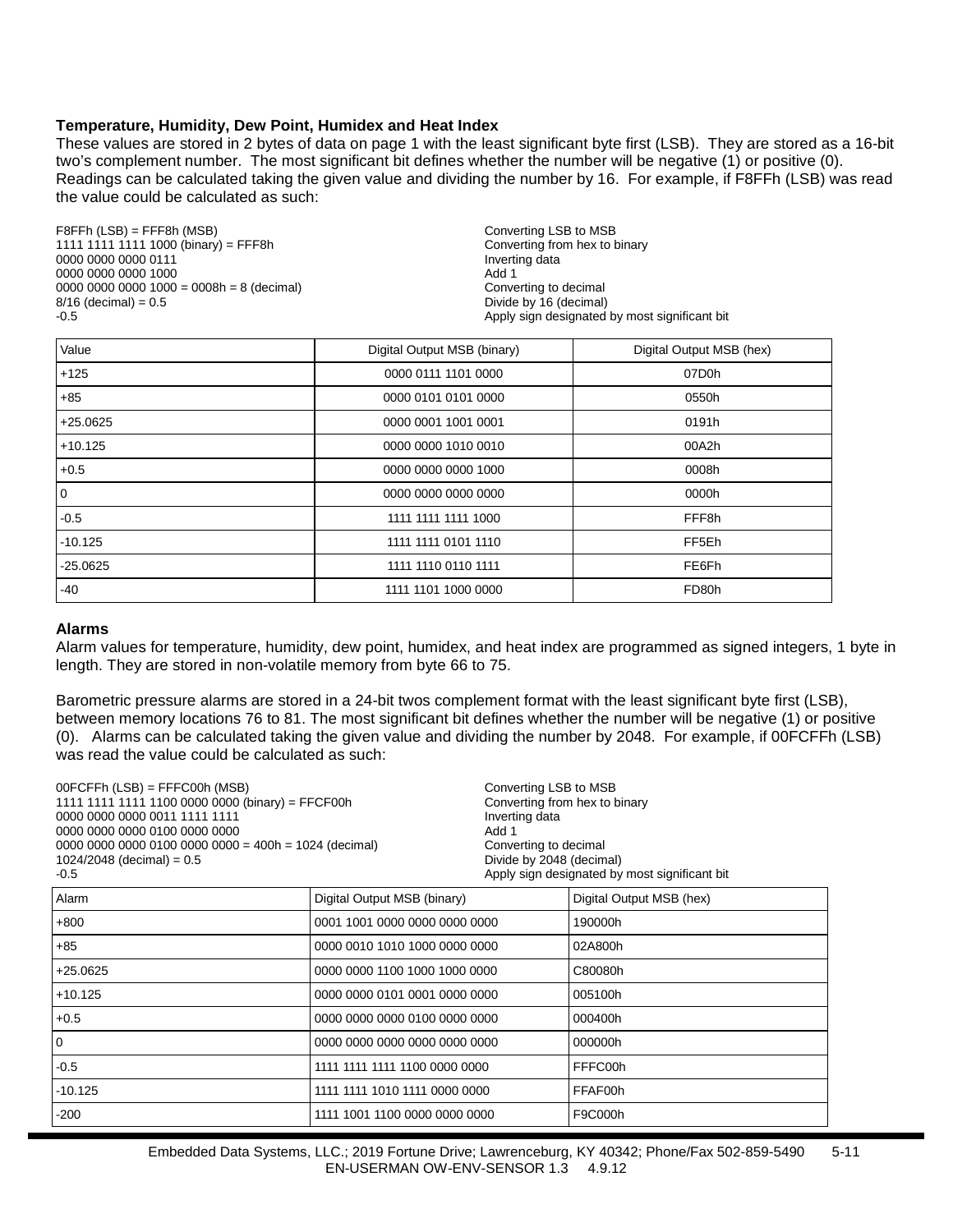**Temperature, Humidity, Dew Point, Humidex and Heat Index**

These values are stored in 2 bytes of data on page 1 with the least significant byte first (LSB). They are stored as a 16-bit two's complement number. The most significant bit defines whether the number will be negative (1) or positive (0). Readings can be calculated taking the given value and dividing the number by 16. For example, if F8FFh (LSB) was read the value could be calculated as such:

| | |
|---|---|
| F8FFh (LSB) = FFF8h (MSB) | Converting LSB to MSB |
| 1111 1111 1111 1000 (binary) = FFF8h | Converting from hex to binary |
| 0000 0000 0000 0111 | Inverting data |
| 0000 0000 0000 1000 | Add 1 |
| 0000 0000 0000 1000 = 0008h = 8 (decimal) | Converting to decimal |
| 8/16 (decimal) = 0.5 | Divide by 16 (decimal) |
| -0.5 | Apply sign designated by most significant bit |

| Value | Digital Output MSB (binary) | Digital Output MSB (hex) |
|---|---|---|
| +125 | 0000 0111 1101 0000 | 07D0h |
| +85 | 0000 0101 0101 0000 | 0550h |
| +25.0625 | 0000 0001 1001 0001 | 0191h |
| +10.125 | 0000 0000 1010 0010 | 00A2h |
| +0.5 | 0000 0000 0000 1000 | 0008h |
| 0 | 0000 0000 0000 0000 | 0000h |
| -0.5 | 1111 1111 1111 1000 | FFF8h |
| -10.125 | 1111 1111 0101 1110 | FF5Eh |
| -25.0625 | 1111 1110 0110 1111 | FE6Fh |
| -40 | 1111 1101 1000 0000 | FD80h |

**Alarms**

Alarm values for temperature, humidity, dew point, humidex, and heat index are programmed as signed integers, 1 byte in length. They are stored in non-volatile memory from byte 66 to 75.

Barometric pressure alarms are stored in a 24-bit twos complement format with the least significant byte first (LSB), between memory locations 76 to 81. The most significant bit defines whether the number will be negative (1) or positive (0). Alarms can be calculated taking the given value and dividing the number by 2048. For example, if 00FCFFh (LSB) was read the value could be calculated as such:

| | |
|---|---|
| 00FCFFh (LSB) = FFFC00h (MSB) | Converting LSB to MSB |
| 1111 1111 1111 1100 0000 0000 (binary) = FFCF00h | Converting from hex to binary |
| 0000 0000 0000 0011 1111 1111 | Inverting data |
| 0000 0000 0000 0100 0000 0000 | Add 1 |
| 0000 0000 0000 0100 0000 0000 = 400h = 1024 (decimal) | Converting to decimal |
| 1024/2048 (decimal) = 0.5 | Divide by 2048 (decimal) |
| -0.5 | Apply sign designated by most significant bit |

| Alarm | Digital Output MSB (binary) | Digital Output MSB (hex) |
|---|---|---|
| +800 | 0001 1001 0000 0000 0000 0000 | 190000h |
| +85 | 0000 0010 1010 1000 0000 0000 | 02A800h |
| +25.0625 | 0000 0000 1100 1000 1000 0000 | C80080h |
| +10.125 | 0000 0000 0101 0001 0000 0000 | 005100h |
| +0.5 | 0000 0000 0000 0100 0000 0000 | 000400h |
| 0 | 0000 0000 0000 0000 0000 0000 | 000000h |
| -0.5 | 1111 1111 1111 1100 0000 0000 | FFFC00h |
| -10.125 | 1111 1111 1010 1111 0000 0000 | FFAF00h |
| -200 | 1111 1001 1100 0000 0000 0000 | F9C000h |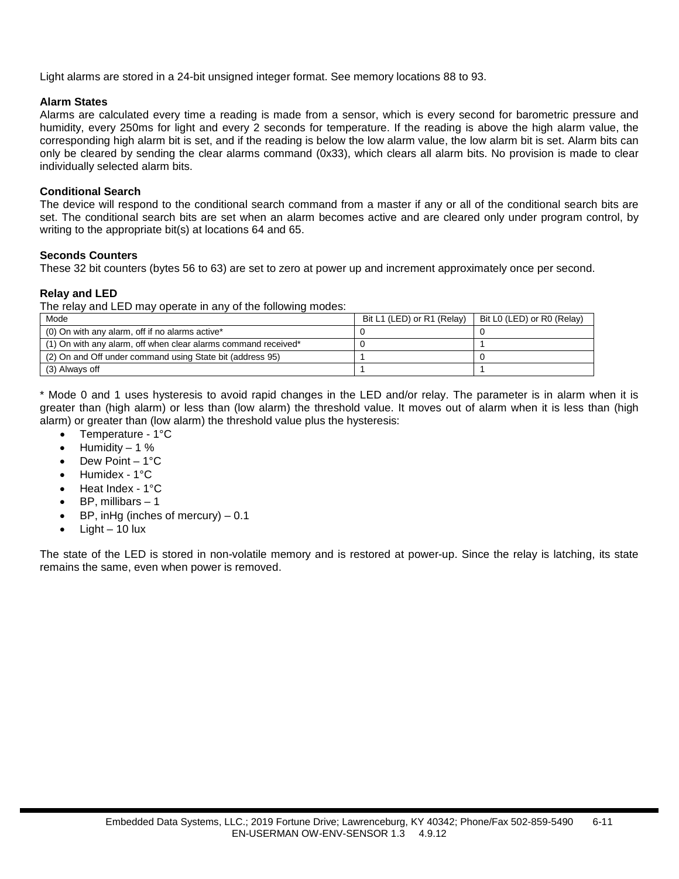Light alarms are stored in a 24-bit unsigned integer format. See memory locations 88 to 93.

### Alarm States

Alarms are calculated every time a reading is made from a sensor, which is every second for barometric pressure and humidity, every 250ms for light and every 2 seconds for temperature. If the reading is above the high alarm value, the corresponding high alarm bit is set, and if the reading is below the low alarm value, the low alarm bit is set. Alarm bits can only be cleared by sending the clear alarms command (0x33), which clears all alarm bits. No provision is made to clear individually selected alarm bits.

### Conditional Search

The device will respond to the conditional search command from a master if any or all of the conditional search bits are set. The conditional search bits are set when an alarm becomes active and are cleared only under program control, by writing to the appropriate bit(s) at locations 64 and 65.

### Seconds Counters

These 32 bit counters (bytes 56 to 63) are set to zero at power up and increment approximately once per second.

### Relay and LED

The relay and LED may operate in any of the following modes:

| Mode | Bit L1 (LED) or R1 (Relay) | Bit L0 (LED) or R0 (Relay) |
|---|---|---|
| (0) On with any alarm, off if no alarms active* | 0 | 0 |
| (1) On with any alarm, off when clear alarms command received* | 0 | 1 |
| (2) On and Off under command using State bit (address 95) | 1 | 0 |
| (3) Always off | 1 | 1 |

* Mode 0 and 1 uses hysteresis to avoid rapid changes in the LED and/or relay. The parameter is in alarm when it is greater than (high alarm) or less than (low alarm) the threshold value. It moves out of alarm when it is less than (high alarm) or greater than (low alarm) the threshold value plus the hysteresis:

- Temperature - 1°C
- Humidity – 1 %
- Dew Point – 1°C
- Humidex - 1°C
- Heat Index - 1°C
- BP, millibars – 1
- BP, inHg (inches of mercury) – 0.1
- Light – 10 lux

The state of the LED is stored in non-volatile memory and is restored at power-up. Since the relay is latching, its state remains the same, even when power is removed.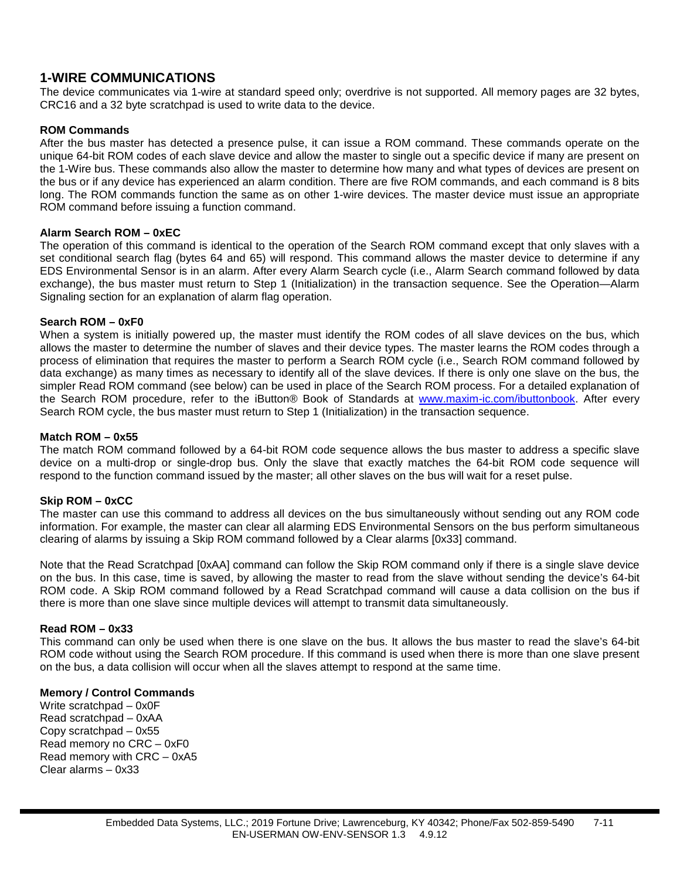## 1-WIRE COMMUNICATIONS

The device communicates via 1-wire at standard speed only; overdrive is not supported. All memory pages are 32 bytes, CRC16 and a 32 byte scratchpad is used to write data to the device.

### ROM Commands

After the bus master has detected a presence pulse, it can issue a ROM command. These commands operate on the unique 64-bit ROM codes of each slave device and allow the master to single out a specific device if many are present on the 1-Wire bus. These commands also allow the master to determine how many and what types of devices are present on the bus or if any device has experienced an alarm condition. There are five ROM commands, and each command is 8 bits long. The ROM commands function the same as on other 1-wire devices. The master device must issue an appropriate ROM command before issuing a function command.

**Alarm Search ROM – 0xEC**

The operation of this command is identical to the operation of the Search ROM command except that only slaves with a set conditional search flag (bytes 64 and 65) will respond. This command allows the master device to determine if any EDS Environmental Sensor is in an alarm. After every Alarm Search cycle (i.e., Alarm Search command followed by data exchange), the bus master must return to Step 1 (Initialization) in the transaction sequence. See the Operation—Alarm Signaling section for an explanation of alarm flag operation.

**Search ROM – 0xF0**

When a system is initially powered up, the master must identify the ROM codes of all slave devices on the bus, which allows the master to determine the number of slaves and their device types. The master learns the ROM codes through a process of elimination that requires the master to perform a Search ROM cycle (i.e., Search ROM command followed by data exchange) as many times as necessary to identify all of the slave devices. If there is only one slave on the bus, the simpler Read ROM command (see below) can be used in place of the Search ROM process. For a detailed explanation of the Search ROM procedure, refer to the iButton® Book of Standards at www.maxim-ic.com/ibuttonbook. After every Search ROM cycle, the bus master must return to Step 1 (Initialization) in the transaction sequence.

**Match ROM – 0x55**

The match ROM command followed by a 64-bit ROM code sequence allows the bus master to address a specific slave device on a multi-drop or single-drop bus. Only the slave that exactly matches the 64-bit ROM code sequence will respond to the function command issued by the master; all other slaves on the bus will wait for a reset pulse.

**Skip ROM – 0xCC**

The master can use this command to address all devices on the bus simultaneously without sending out any ROM code information. For example, the master can clear all alarming EDS Environmental Sensors on the bus perform simultaneous clearing of alarms by issuing a Skip ROM command followed by a Clear alarms [0x33] command.

Note that the Read Scratchpad [0xAA] command can follow the Skip ROM command only if there is a single slave device on the bus. In this case, time is saved, by allowing the master to read from the slave without sending the device's 64-bit ROM code. A Skip ROM command followed by a Read Scratchpad command will cause a data collision on the bus if there is more than one slave since multiple devices will attempt to transmit data simultaneously.

**Read ROM – 0x33**

This command can only be used when there is one slave on the bus. It allows the bus master to read the slave's 64-bit ROM code without using the Search ROM procedure. If this command is used when there is more than one slave present on the bus, a data collision will occur when all the slaves attempt to respond at the same time.

### Memory / Control Commands

Write scratchpad – 0x0F
Read scratchpad – 0xAA
Copy scratchpad – 0x55
Read memory no CRC – 0xF0
Read memory with CRC – 0xA5
Clear alarms – 0x33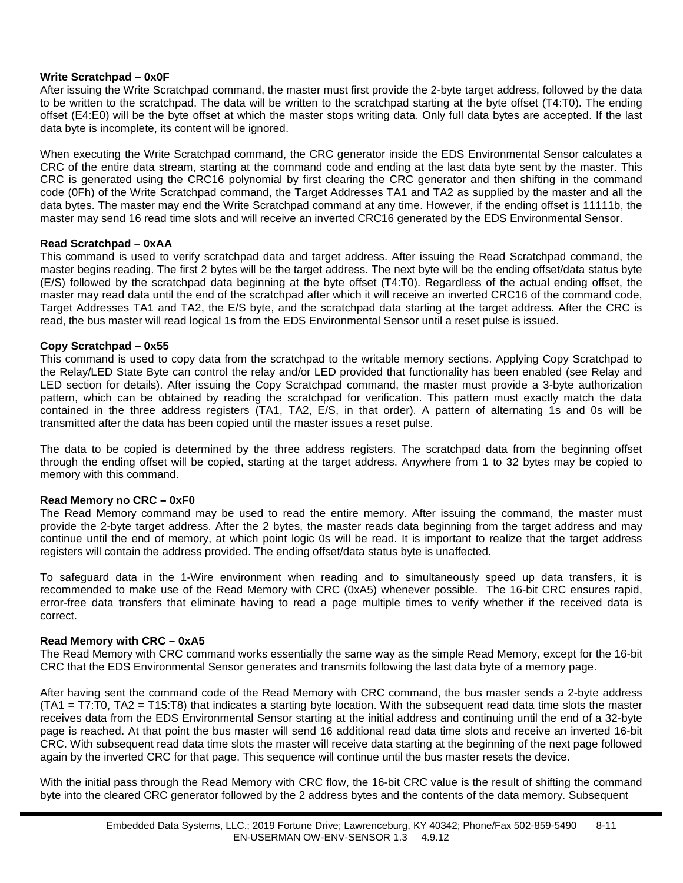**Write Scratchpad – 0x0F**

After issuing the Write Scratchpad command, the master must first provide the 2-byte target address, followed by the data to be written to the scratchpad. The data will be written to the scratchpad starting at the byte offset (T4:T0). The ending offset (E4:E0) will be the byte offset at which the master stops writing data. Only full data bytes are accepted. If the last data byte is incomplete, its content will be ignored.

When executing the Write Scratchpad command, the CRC generator inside the EDS Environmental Sensor calculates a CRC of the entire data stream, starting at the command code and ending at the last data byte sent by the master. This CRC is generated using the CRC16 polynomial by first clearing the CRC generator and then shifting in the command code (0Fh) of the Write Scratchpad command, the Target Addresses TA1 and TA2 as supplied by the master and all the data bytes. The master may end the Write Scratchpad command at any time. However, if the ending offset is 11111b, the master may send 16 read time slots and will receive an inverted CRC16 generated by the EDS Environmental Sensor.

**Read Scratchpad – 0xAA**

This command is used to verify scratchpad data and target address. After issuing the Read Scratchpad command, the master begins reading. The first 2 bytes will be the target address. The next byte will be the ending offset/data status byte (E/S) followed by the scratchpad data beginning at the byte offset (T4:T0). Regardless of the actual ending offset, the master may read data until the end of the scratchpad after which it will receive an inverted CRC16 of the command code, Target Addresses TA1 and TA2, the E/S byte, and the scratchpad data starting at the target address. After the CRC is read, the bus master will read logical 1s from the EDS Environmental Sensor until a reset pulse is issued.

**Copy Scratchpad – 0x55**

This command is used to copy data from the scratchpad to the writable memory sections. Applying Copy Scratchpad to the Relay/LED State Byte can control the relay and/or LED provided that functionality has been enabled (see Relay and LED section for details). After issuing the Copy Scratchpad command, the master must provide a 3-byte authorization pattern, which can be obtained by reading the scratchpad for verification. This pattern must exactly match the data contained in the three address registers (TA1, TA2, E/S, in that order). A pattern of alternating 1s and 0s will be transmitted after the data has been copied until the master issues a reset pulse.

The data to be copied is determined by the three address registers. The scratchpad data from the beginning offset through the ending offset will be copied, starting at the target address. Anywhere from 1 to 32 bytes may be copied to memory with this command.

**Read Memory no CRC – 0xF0**

The Read Memory command may be used to read the entire memory. After issuing the command, the master must provide the 2-byte target address. After the 2 bytes, the master reads data beginning from the target address and may continue until the end of memory, at which point logic 0s will be read. It is important to realize that the target address registers will contain the address provided. The ending offset/data status byte is unaffected.

To safeguard data in the 1-Wire environment when reading and to simultaneously speed up data transfers, it is recommended to make use of the Read Memory with CRC (0xA5) whenever possible. The 16-bit CRC ensures rapid, error-free data transfers that eliminate having to read a page multiple times to verify whether if the received data is correct.

**Read Memory with CRC – 0xA5**

The Read Memory with CRC command works essentially the same way as the simple Read Memory, except for the 16-bit CRC that the EDS Environmental Sensor generates and transmits following the last data byte of a memory page.

After having sent the command code of the Read Memory with CRC command, the bus master sends a 2-byte address (TA1 = T7:T0, TA2 = T15:T8) that indicates a starting byte location. With the subsequent read data time slots the master receives data from the EDS Environmental Sensor starting at the initial address and continuing until the end of a 32-byte page is reached. At that point the bus master will send 16 additional read data time slots and receive an inverted 16-bit CRC. With subsequent read data time slots the master will receive data starting at the beginning of the next page followed again by the inverted CRC for that page. This sequence will continue until the bus master resets the device.

With the initial pass through the Read Memory with CRC flow, the 16-bit CRC value is the result of shifting the command byte into the cleared CRC generator followed by the 2 address bytes and the contents of the data memory. Subsequent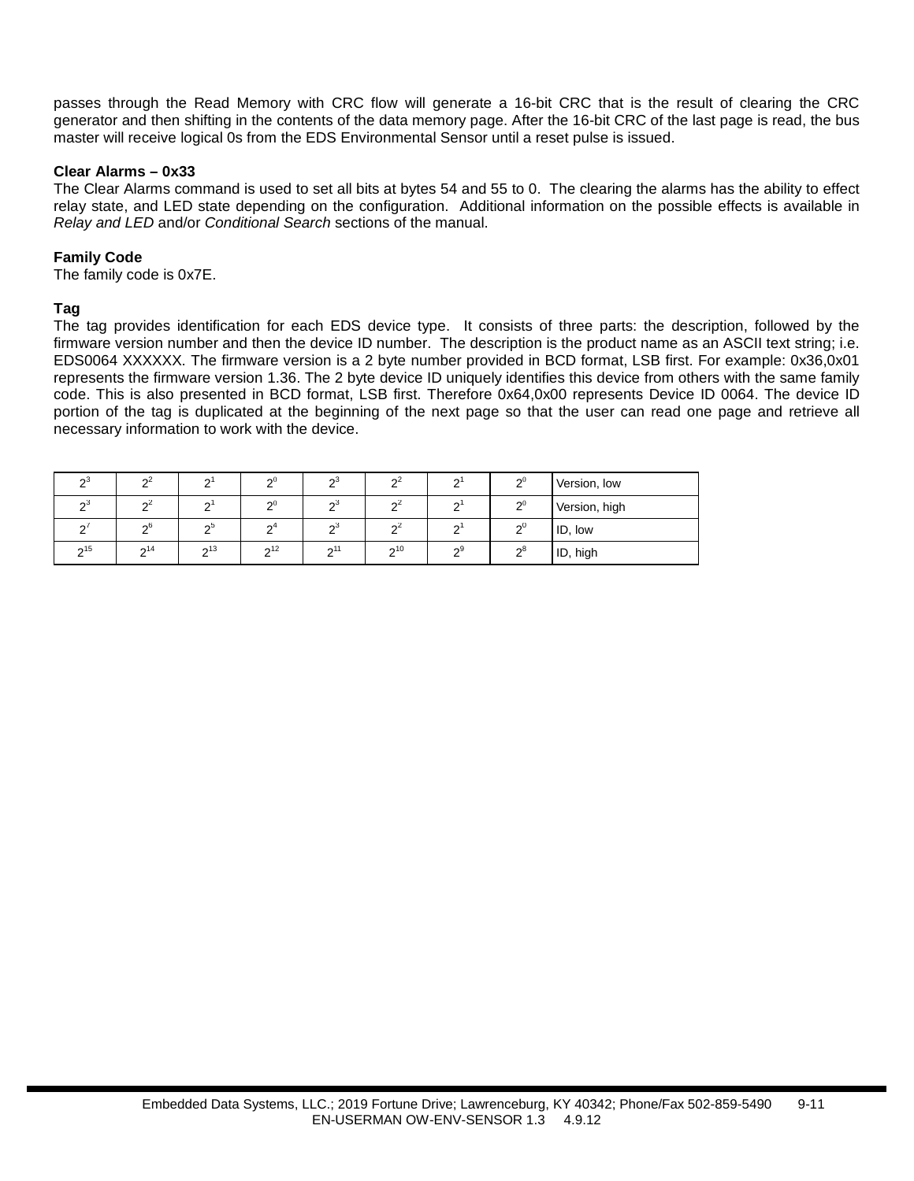passes through the Read Memory with CRC flow will generate a 16-bit CRC that is the result of clearing the CRC generator and then shifting in the contents of the data memory page. After the 16-bit CRC of the last page is read, the bus master will receive logical 0s from the EDS Environmental Sensor until a reset pulse is issued.

**Clear Alarms – 0x33**

The Clear Alarms command is used to set all bits at bytes 54 and 55 to 0. The clearing the alarms has the ability to effect relay state, and LED state depending on the configuration. Additional information on the possible effects is available in *Relay and LED* and/or *Conditional Search* sections of the manual.

**Family Code**

The family code is 0x7E.

**Tag**

The tag provides identification for each EDS device type. It consists of three parts: the description, followed by the firmware version number and then the device ID number. The description is the product name as an ASCII text string; i.e. EDS0064 XXXXXX. The firmware version is a 2 byte number provided in BCD format, LSB first. For example: 0x36,0x01 represents the firmware version 1.36. The 2 byte device ID uniquely identifies this device from others with the same family code. This is also presented in BCD format, LSB first. Therefore 0x64,0x00 represents Device ID 0064. The device ID portion of the tag is duplicated at the beginning of the next page so that the user can read one page and retrieve all necessary information to work with the device.

| | | | | | | | | |
|---|---|---|---|---|---|---|---|---|
| $2^3$ | $2^2$ | $2^1$ | $2^0$ | $2^3$ | $2^2$ | $2^1$ | $2^0$ | Version, low |
| $2^3$ | $2^2$ | $2^1$ | $2^0$ | $2^3$ | $2^2$ | $2^1$ | $2^0$ | Version, high |
| $2^7$ | $2^6$ | $2^5$ | $2^4$ | $2^3$ | $2^2$ | $2^1$ | $2^0$ | ID, low |
| $2^{15}$ | $2^{14}$ | $2^{13}$ | $2^{12}$ | $2^{11}$ | $2^{10}$ | $2^9$ | $2^8$ | ID, high |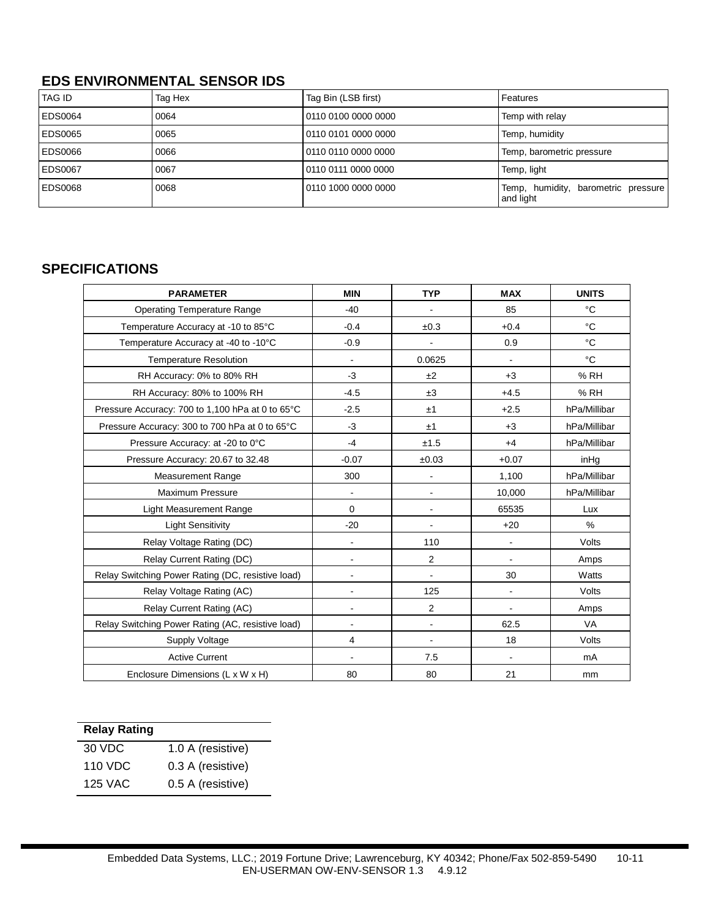## EDS ENVIRONMENTAL SENSOR IDS

| TAG ID | Tag Hex | Tag Bin (LSB first) | Features |
|---|---|---|---|
| EDS0064 | 0064 | 0110 0100 0000 0000 | Temp with relay |
| EDS0065 | 0065 | 0110 0101 0000 0000 | Temp, humidity |
| EDS0066 | 0066 | 0110 0110 0000 0000 | Temp, barometric pressure |
| EDS0067 | 0067 | 0110 0111 0000 0000 | Temp, light |
| EDS0068 | 0068 | 0110 1000 0000 0000 | Temp, humidity, barometric pressure and light |

## SPECIFICATIONS

| PARAMETER | MIN | TYP | MAX | UNITS |
|---|---|---|---|---|
| Operating Temperature Range | -40 | - | 85 | °C |
| Temperature Accuracy at -10 to 85°C | -0.4 | ±0.3 | +0.4 | °C |
| Temperature Accuracy at -40 to -10°C | -0.9 | - | 0.9 | °C |
| Temperature Resolution | - | 0.0625 | - | °C |
| RH Accuracy: 0% to 80% RH | -3 | ±2 | +3 | % RH |
| RH Accuracy: 80% to 100% RH | -4.5 | ±3 | +4.5 | % RH |
| Pressure Accuracy: 700 to 1,100 hPa at 0 to 65°C | -2.5 | ±1 | +2.5 | hPa/Millibar |
| Pressure Accuracy: 300 to 700 hPa at 0 to 65°C | -3 | ±1 | +3 | hPa/Millibar |
| Pressure Accuracy: at -20 to 0°C | -4 | ±1.5 | +4 | hPa/Millibar |
| Pressure Accuracy: 20.67 to 32.48 | -0.07 | ±0.03 | +0.07 | inHg |
| Measurement Range | 300 | - | 1,100 | hPa/Millibar |
| Maximum Pressure | - | - | 10,000 | hPa/Millibar |
| Light Measurement Range | 0 | - | 65535 | Lux |
| Light Sensitivity | -20 | - | +20 | % |
| Relay Voltage Rating (DC) | - | 110 | - | Volts |
| Relay Current Rating (DC) | - | 2 | - | Amps |
| Relay Switching Power Rating (DC, resistive load) | - | - | 30 | Watts |
| Relay Voltage Rating (AC) | - | 125 | - | Volts |
| Relay Current Rating (AC) | - | 2 | - | Amps |
| Relay Switching Power Rating (AC, resistive load) | - | - | 62.5 | VA |
| Supply Voltage | 4 | - | 18 | Volts |
| Active Current | - | 7.5 | - | mA |
| Enclosure Dimensions (L x W x H) | 80 | 80 | 21 | mm |

| Relay Rating | |
|---|---|
| 30 VDC | 1.0 A (resistive) |
| 110 VDC | 0.3 A (resistive) |
| 125 VAC | 0.5 A (resistive) |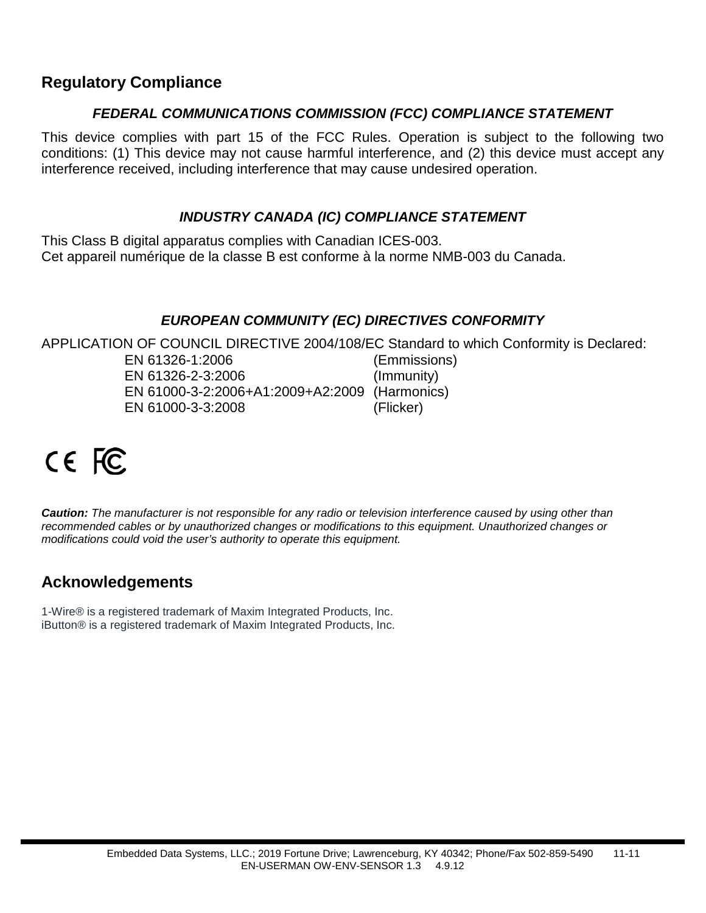## Regulatory Compliance

***FEDERAL COMMUNICATIONS COMMISSION (FCC) COMPLIANCE STATEMENT***

This device complies with part 15 of the FCC Rules. Operation is subject to the following two conditions: (1) This device may not cause harmful interference, and (2) this device must accept any interference received, including interference that may cause undesired operation.

***INDUSTRY CANADA (IC) COMPLIANCE STATEMENT***

This Class B digital apparatus complies with Canadian ICES-003.
Cet appareil numérique de la classe B est conforme à la norme NMB-003 du Canada.

***EUROPEAN COMMUNITY (EC) DIRECTIVES CONFORMITY***

APPLICATION OF COUNCIL DIRECTIVE 2004/108/EC Standard to which Conformity is Declared:

| | |
|---|---|
| EN 61326-1:2006 | (Emmissions) |
| EN 61326-2-3:2006 | (Immunity) |
| EN 61000-3-2:2006+A1:2009+A2:2009 | (Harmonics) |
| EN 61000-3-3:2008 | (Flicker) |

***Caution:*** *The manufacturer is not responsible for any radio or television interference caused by using other than recommended cables or by unauthorized changes or modifications to this equipment. Unauthorized changes or modifications could void the user's authority to operate this equipment.*

## Acknowledgements

1-Wire® is a registered trademark of Maxim Integrated Products, Inc.
iButton® is a registered trademark of Maxim Integrated Products, Inc.

Embedded Data Systems, LLC.; 2019 Fortune Drive; Lawrenceburg, KY 40342; Phone/Fax 502-859-5490
EN-USERMAN OW-ENV-SENSOR 1.3 4.9.12